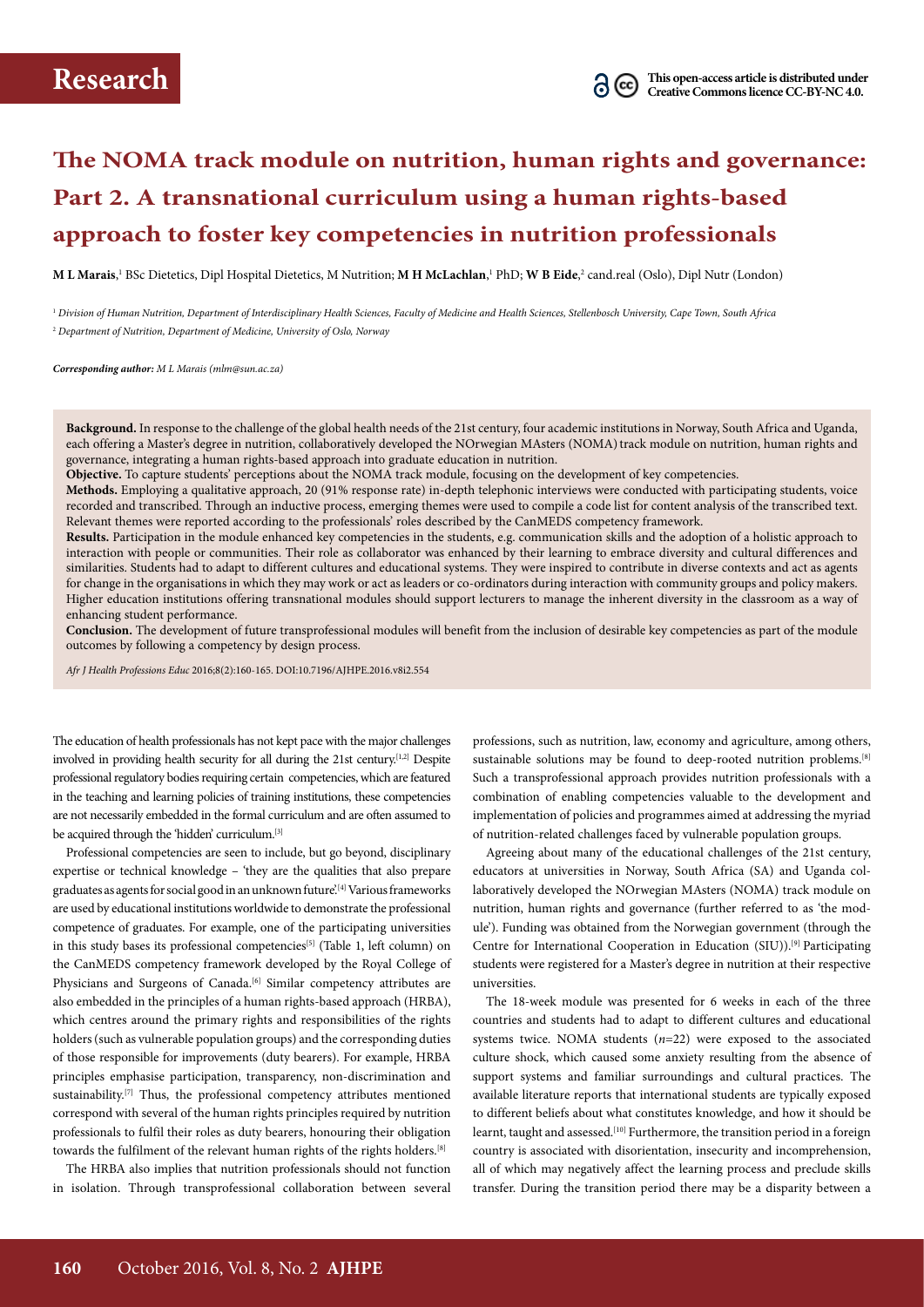# The NOMA track module on nutrition, human rights and governance: Part 2. A transnational curriculum using a human rights-based approach to foster key competencies in nutrition professionals

**M L Marais**,[1] BSc Dietetics, Dipl Hospital Dietetics, M Nutrition; **M H McLachlan**,[1] PhD; **W B Eide**,[2] cand.real (Oslo), Dipl Nutr (London)

[1] *Division of Human Nutrition, Department of Interdisciplinary Health Sciences, Faculty of Medicine and Health Sciences, Stellenbosch University, Cape Town, South Africa*
[2] *Department of Nutrition, Department of Medicine, University of Oslo, Norway*

***Corresponding author:*** *M L Marais (mlm@sun.ac.za)*

**Background.** In response to the challenge of the global health needs of the 21st century, four academic institutions in Norway, South Africa and Uganda, each offering a Master's degree in nutrition, collaboratively developed the NOrwegian MAsters (NOMA) track module on nutrition, human rights and governance, integrating a human rights-based approach into graduate education in nutrition.

**Objective.** To capture students' perceptions about the NOMA track module, focusing on the development of key competencies.

**Methods.** Employing a qualitative approach, 20 (91% response rate) in-depth telephonic interviews were conducted with participating students, voice recorded and transcribed. Through an inductive process, emerging themes were used to compile a code list for content analysis of the transcribed text. Relevant themes were reported according to the professionals' roles described by the CanMEDS competency framework.

**Results.** Participation in the module enhanced key competencies in the students, e.g. communication skills and the adoption of a holistic approach to interaction with people or communities. Their role as collaborator was enhanced by their learning to embrace diversity and cultural differences and similarities. Students had to adapt to different cultures and educational systems. They were inspired to contribute in diverse contexts and act as agents for change in the organisations in which they may work or act as leaders or co-ordinators during interaction with community groups and policy makers. Higher education institutions offering transnational modules should support lecturers to manage the inherent diversity in the classroom as a way of enhancing student performance.

**Conclusion.** The development of future transprofessional modules will benefit from the inclusion of desirable key competencies as part of the module outcomes by following a competency by design process.

*Afr J Health Professions Educ* 2016;8(2):160-165. DOI:10.7196/AJHPE.2016.v8i2.554

The education of health professionals has not kept pace with the major challenges involved in providing health security for all during the 21st century.[1,2] Despite professional regulatory bodies requiring certain competencies, which are featured in the teaching and learning policies of training institutions, these competencies are not necessarily embedded in the formal curriculum and are often assumed to be acquired through the 'hidden' curriculum.[3]

Professional competencies are seen to include, but go beyond, disciplinary expertise or technical knowledge – 'they are the qualities that also prepare graduates as agents for social good in an unknown future.'[4] Various frameworks are used by educational institutions worldwide to demonstrate the professional competence of graduates. For example, one of the participating universities in this study bases its professional competencies[5] (Table 1, left column) on the CanMEDS competency framework developed by the Royal College of Physicians and Surgeons of Canada.[6] Similar competency attributes are also embedded in the principles of a human rights-based approach (HRBA), which centres around the primary rights and responsibilities of the rights holders (such as vulnerable population groups) and the corresponding duties of those responsible for improvements (duty bearers). For example, HRBA principles emphasise participation, transparency, non-discrimination and sustainability.[7] Thus, the professional competency attributes mentioned correspond with several of the human rights principles required by nutrition professionals to fulfil their roles as duty bearers, honouring their obligation towards the fulfilment of the relevant human rights of the rights holders.[8]

The HRBA also implies that nutrition professionals should not function in isolation. Through transprofessional collaboration between several professions, such as nutrition, law, economy and agriculture, among others, sustainable solutions may be found to deep-rooted nutrition problems.[8] Such a transprofessional approach provides nutrition professionals with a combination of enabling competencies valuable to the development and implementation of policies and programmes aimed at addressing the myriad of nutrition-related challenges faced by vulnerable population groups.

Agreeing about many of the educational challenges of the 21st century, educators at universities in Norway, South Africa (SA) and Uganda collaboratively developed the NOrwegian MAsters (NOMA) track module on nutrition, human rights and governance (further referred to as 'the module'). Funding was obtained from the Norwegian government (through the Centre for International Cooperation in Education (SIU)).[9] Participating students were registered for a Master's degree in nutrition at their respective universities.

The 18-week module was presented for 6 weeks in each of the three countries and students had to adapt to different cultures and educational systems twice. NOMA students (*n*=22) were exposed to the associated culture shock, which caused some anxiety resulting from the absence of support systems and familiar surroundings and cultural practices. The available literature reports that international students are typically exposed to different beliefs about what constitutes knowledge, and how it should be learnt, taught and assessed.[10] Furthermore, the transition period in a foreign country is associated with disorientation, insecurity and incomprehension, all of which may negatively affect the learning process and preclude skills transfer. During the transition period there may be a disparity between a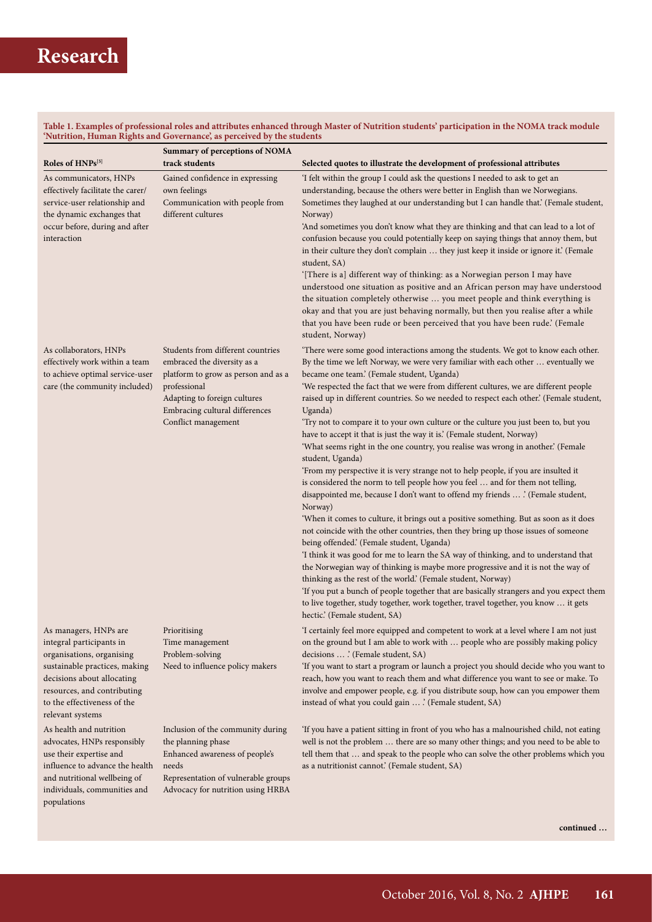**Table 1. Examples of professional roles and attributes enhanced through Master of Nutrition students' participation in the NOMA track module 'Nutrition, Human Rights and Governance', as perceived by the students**

| Roles of HNPs[5] | Summary of perceptions of NOMA track students | Selected quotes to illustrate the development of professional attributes |
|---|---|---|
| As communicators, HNPs effectively facilitate the carer/service-user relationship and the dynamic exchanges that occur before, during and after interaction | Gained confidence in expressing own feelings<br>Communication with people from different cultures | 'I felt within the group I could ask the questions I needed to ask to get an understanding, because the others were better in English than we Norwegians. Sometimes they laughed at our understanding but I can handle that.' (Female student, Norway)<br>'And sometimes you don't know what they are thinking and that can lead to a lot of confusion because you could potentially keep on saying things that annoy them, but in their culture they don't complain … they just keep it inside or ignore it.' (Female student, SA)<br>'[There is a] different way of thinking: as a Norwegian person I may have understood one situation as positive and an African person may have understood the situation completely otherwise … you meet people and think everything is okay and that you are just behaving normally, but then you realise after a while that you have been rude or been perceived that you have been rude.' (Female student, Norway) |
| As collaborators, HNPs effectively work within a team to achieve optimal service-user care (the community included) | Students from different countries embraced the diversity as a platform to grow as person and as a professional<br>Adapting to foreign cultures<br>Embracing cultural differences<br>Conflict management | 'There were some good interactions among the students. We got to know each other. By the time we left Norway, we were very familiar with each other … eventually we became one team.' (Female student, Uganda)<br>'We respected the fact that we were from different cultures, we are different people raised up in different countries. So we needed to respect each other.' (Female student, Uganda)<br>'Try not to compare it to your own culture or the culture you just been to, but you have to accept it that is just the way it is.' (Female student, Norway)<br>'What seems right in the one country, you realise was wrong in another.' (Female student, Uganda)<br>'From my perspective it is very strange not to help people, if you are insulted it is considered the norm to tell people how you feel … and for them not telling, disappointed me, because I don't want to offend my friends … .' (Female student, Norway)<br>'When it comes to culture, it brings out a positive something. But as soon as it does not coincide with the other countries, then they bring up those issues of someone being offended.' (Female student, Uganda)<br>'I think it was good for me to learn the SA way of thinking, and to understand that the Norwegian way of thinking is maybe more progressive and it is not the way of thinking as the rest of the world.' (Female student, Norway)<br>'If you put a bunch of people together that are basically strangers and you expect them to live together, study together, work together, travel together, you know … it gets hectic.' (Female student, SA) |
| As managers, HNPs are integral participants in organisations, organising sustainable practices, making decisions about allocating resources, and contributing to the effectiveness of the relevant systems | Prioritising<br>Time management<br>Problem-solving<br>Need to influence policy makers | 'I certainly feel more equipped and competent to work at a level where I am not just on the ground but I am able to work with … people who are possibly making policy decisions … .' (Female student, SA)<br>'If you want to start a program or launch a project you should decide who you want to reach, how you want to reach them and what difference you want to see or make. To involve and empower people, e.g. if you distribute soup, how can you empower them instead of what you could gain … .' (Female student, SA) |
| As health and nutrition advocates, HNPs responsibly use their expertise and influence to advance the health and nutritional wellbeing of individuals, communities and populations | Inclusion of the community during the planning phase<br>Enhanced awareness of people's needs<br>Representation of vulnerable groups<br>Advocacy for nutrition using HRBA | 'If you have a patient sitting in front of you who has a malnourished child, not eating well is not the problem … there are so many other things; and you need to be able to tell them that … and speak to the people who can solve the other problems which you as a nutritionist cannot.' (Female student, SA) |

continued …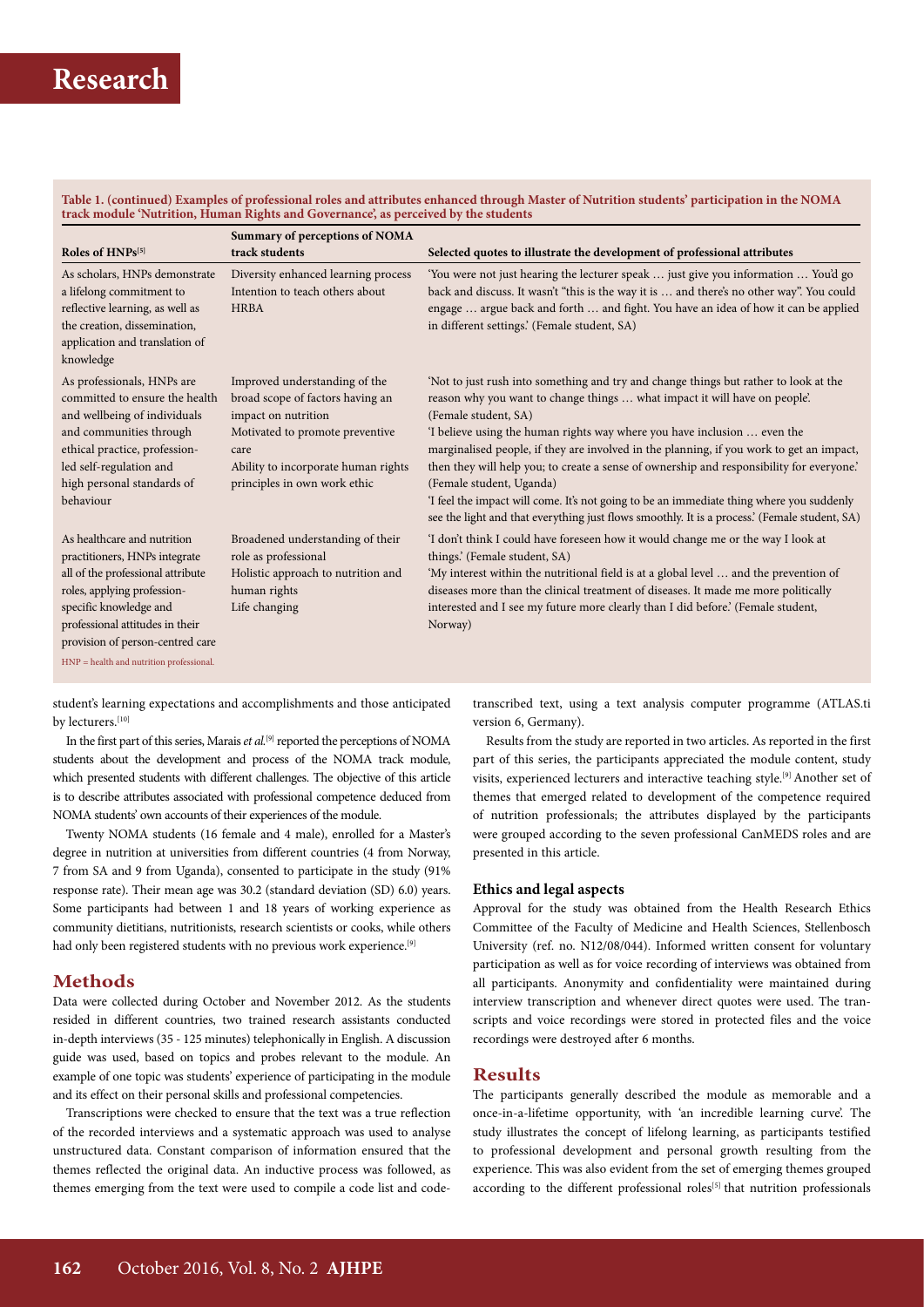**Table 1. (continued) Examples of professional roles and attributes enhanced through Master of Nutrition students' participation in the NOMA track module 'Nutrition, Human Rights and Governance', as perceived by the students**

| Roles of HNPs[5] | Summary of perceptions of NOMA track students | Selected quotes to illustrate the development of professional attributes |
|---|---|---|
| As scholars, HNPs demonstrate a lifelong commitment to reflective learning, as well as the creation, dissemination, application and translation of knowledge | Diversity enhanced learning process<br>Intention to teach others about HRBA | 'You were not just hearing the lecturer speak … just give you information … You'd go back and discuss. It wasn't "this is the way it is … and there's no other way". You could engage … argue back and forth … and fight. You have an idea of how it can be applied in different settings.' (Female student, SA) |
| As professionals, HNPs are committed to ensure the health and wellbeing of individuals and communities through ethical practice, profession-led self-regulation and high personal standards of behaviour | Improved understanding of the broad scope of factors having an impact on nutrition<br>Motivated to promote preventive care<br>Ability to incorporate human rights principles in own work ethic | 'Not to just rush into something and try and change things but rather to look at the reason why you want to change things … what impact it will have on people'. (Female student, SA)<br>'I believe using the human rights way where you have inclusion … even the marginalised people, if they are involved in the planning, if you work to get an impact, then they will help you; to create a sense of ownership and responsibility for everyone.' (Female student, Uganda)<br>'I feel the impact will come. It's not going to be an immediate thing where you suddenly see the light and that everything just flows smoothly. It is a process.' (Female student, SA) |
| As healthcare and nutrition practitioners, HNPs integrate all of the professional attribute roles, applying profession-specific knowledge and professional attitudes in their provision of person-centred care | Broadened understanding of their role as professional<br>Holistic approach to nutrition and human rights<br>Life changing | 'I don't think I could have foreseen how it would change me or the way I look at things.' (Female student, SA)<br>'My interest within the nutritional field is at a global level … and the prevention of diseases more than the clinical treatment of diseases. It made me more politically interested and I see my future more clearly than I did before.' (Female student, Norway) |

HNP = health and nutrition professional.

student's learning expectations and accomplishments and those anticipated by lecturers.[10]

In the first part of this series, Marais *et al.*[9] reported the perceptions of NOMA students about the development and process of the NOMA track module, which presented students with different challenges. The objective of this article is to describe attributes associated with professional competence deduced from NOMA students' own accounts of their experiences of the module.

Twenty NOMA students (16 female and 4 male), enrolled for a Master's degree in nutrition at universities from different countries (4 from Norway, 7 from SA and 9 from Uganda), consented to participate in the study (91% response rate). Their mean age was 30.2 (standard deviation (SD) 6.0) years. Some participants had between 1 and 18 years of working experience as community dietitians, nutritionists, research scientists or cooks, while others had only been registered students with no previous work experience.[9]

## Methods

Data were collected during October and November 2012. As the students resided in different countries, two trained research assistants conducted in-depth interviews (35 - 125 minutes) telephonically in English. A discussion guide was used, based on topics and probes relevant to the module. An example of one topic was students' experience of participating in the module and its effect on their personal skills and professional competencies.

Transcriptions were checked to ensure that the text was a true reflection of the recorded interviews and a systematic approach was used to analyse unstructured data. Constant comparison of information ensured that the themes reflected the original data. An inductive process was followed, as themes emerging from the text were used to compile a code list and code-transcribed text, using a text analysis computer programme (ATLAS.ti version 6, Germany).

Results from the study are reported in two articles. As reported in the first part of this series, the participants appreciated the module content, study visits, experienced lecturers and interactive teaching style.[9] Another set of themes that emerged related to development of the competence required of nutrition professionals; the attributes displayed by the participants were grouped according to the seven professional CanMEDS roles and are presented in this article.

### Ethics and legal aspects

Approval for the study was obtained from the Health Research Ethics Committee of the Faculty of Medicine and Health Sciences, Stellenbosch University (ref. no. N12/08/044). Informed written consent for voluntary participation as well as for voice recording of interviews was obtained from all participants. Anonymity and confidentiality were maintained during interview transcription and whenever direct quotes were used. The transcripts and voice recordings were stored in protected files and the voice recordings were destroyed after 6 months.

## Results

The participants generally described the module as memorable and a once-in-a-lifetime opportunity, with 'an incredible learning curve'. The study illustrates the concept of lifelong learning, as participants testified to professional development and personal growth resulting from the experience. This was also evident from the set of emerging themes grouped according to the different professional roles[5] that nutrition professionals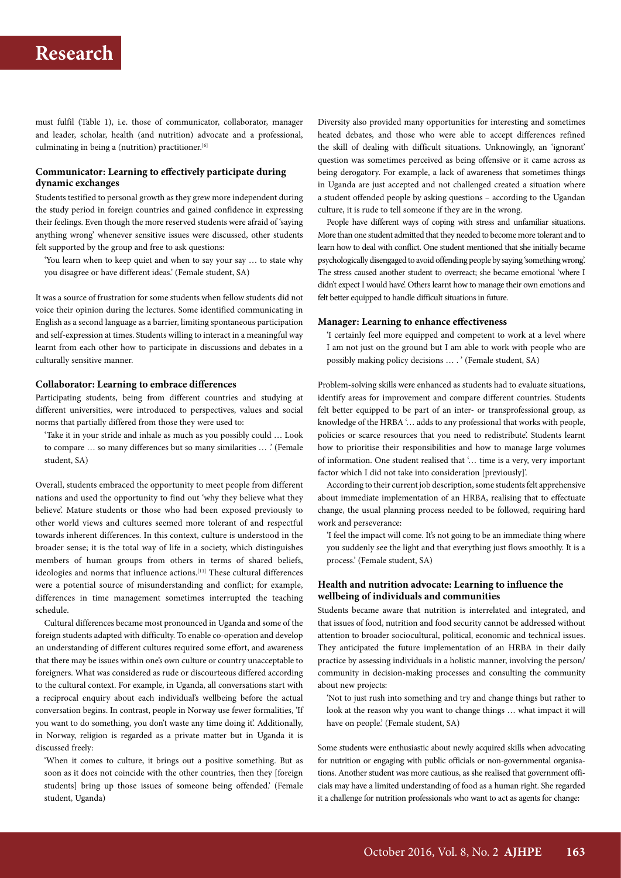must fulfil (Table 1), i.e. those of communicator, collaborator, manager and leader, scholar, health (and nutrition) advocate and a professional, culminating in being a (nutrition) practitioner.[6]

### Communicator: Learning to effectively participate during dynamic exchanges

Students testified to personal growth as they grew more independent during the study period in foreign countries and gained confidence in expressing their feelings. Even though the more reserved students were afraid of 'saying anything wrong' whenever sensitive issues were discussed, other students felt supported by the group and free to ask questions:

> 'You learn when to keep quiet and when to say your say … to state why you disagree or have different ideas.' (Female student, SA)

It was a source of frustration for some students when fellow students did not voice their opinion during the lectures. Some identified communicating in English as a second language as a barrier, limiting spontaneous participation and self-expression at times. Students willing to interact in a meaningful way learnt from each other how to participate in discussions and debates in a culturally sensitive manner.

### Collaborator: Learning to embrace differences

Participating students, being from different countries and studying at different universities, were introduced to perspectives, values and social norms that partially differed from those they were used to:

> 'Take it in your stride and inhale as much as you possibly could … Look to compare … so many differences but so many similarities … .' (Female student, SA)

Overall, students embraced the opportunity to meet people from different nations and used the opportunity to find out 'why they believe what they believe'. Mature students or those who had been exposed previously to other world views and cultures seemed more tolerant of and respectful towards inherent differences. In this context, culture is understood in the broader sense; it is the total way of life in a society, which distinguishes members of human groups from others in terms of shared beliefs, ideologies and norms that influence actions.[11] These cultural differences were a potential source of misunderstanding and conflict; for example, differences in time management sometimes interrupted the teaching schedule.

Cultural differences became most pronounced in Uganda and some of the foreign students adapted with difficulty. To enable co-operation and develop an understanding of different cultures required some effort, and awareness that there may be issues within one's own culture or country unacceptable to foreigners. What was considered as rude or discourteous differed according to the cultural context. For example, in Uganda, all conversations start with a reciprocal enquiry about each individual's wellbeing before the actual conversation begins. In contrast, people in Norway use fewer formalities, 'If you want to do something, you don't waste any time doing it'. Additionally, in Norway, religion is regarded as a private matter but in Uganda it is discussed freely:

> 'When it comes to culture, it brings out a positive something. But as soon as it does not coincide with the other countries, then they [foreign students] bring up those issues of someone being offended.' (Female student, Uganda)

Diversity also provided many opportunities for interesting and sometimes heated debates, and those who were able to accept differences refined the skill of dealing with difficult situations. Unknowingly, an 'ignorant' question was sometimes perceived as being offensive or it came across as being derogatory. For example, a lack of awareness that sometimes things in Uganda are just accepted and not challenged created a situation where a student offended people by asking questions – according to the Ugandan culture, it is rude to tell someone if they are in the wrong.

People have different ways of coping with stress and unfamiliar situations. More than one student admitted that they needed to become more tolerant and to learn how to deal with conflict. One student mentioned that she initially became psychologically disengaged to avoid offending people by saying 'something wrong'. The stress caused another student to overreact; she became emotional 'where I didn't expect I would have'. Others learnt how to manage their own emotions and felt better equipped to handle difficult situations in future.

### Manager: Learning to enhance effectiveness

> 'I certainly feel more equipped and competent to work at a level where I am not just on the ground but I am able to work with people who are possibly making policy decisions … . ' (Female student, SA)

Problem-solving skills were enhanced as students had to evaluate situations, identify areas for improvement and compare different countries. Students felt better equipped to be part of an inter- or transprofessional group, as knowledge of the HRBA '… adds to any professional that works with people, policies or scarce resources that you need to redistribute'. Students learnt how to prioritise their responsibilities and how to manage large volumes of information. One student realised that '… time is a very, very important factor which I did not take into consideration [previously]'.

According to their current job description, some students felt apprehensive about immediate implementation of an HRBA, realising that to effectuate change, the usual planning process needed to be followed, requiring hard work and perseverance:

> 'I feel the impact will come. It's not going to be an immediate thing where you suddenly see the light and that everything just flows smoothly. It is a process.' (Female student, SA)

### Health and nutrition advocate: Learning to influence the wellbeing of individuals and communities

Students became aware that nutrition is interrelated and integrated, and that issues of food, nutrition and food security cannot be addressed without attention to broader sociocultural, political, economic and technical issues. They anticipated the future implementation of an HRBA in their daily practice by assessing individuals in a holistic manner, involving the person/community in decision-making processes and consulting the community about new projects:

> 'Not to just rush into something and try and change things but rather to look at the reason why you want to change things … what impact it will have on people.' (Female student, SA)

Some students were enthusiastic about newly acquired skills when advocating for nutrition or engaging with public officials or non-governmental organisations. Another student was more cautious, as she realised that government officials may have a limited understanding of food as a human right. She regarded it a challenge for nutrition professionals who want to act as agents for change: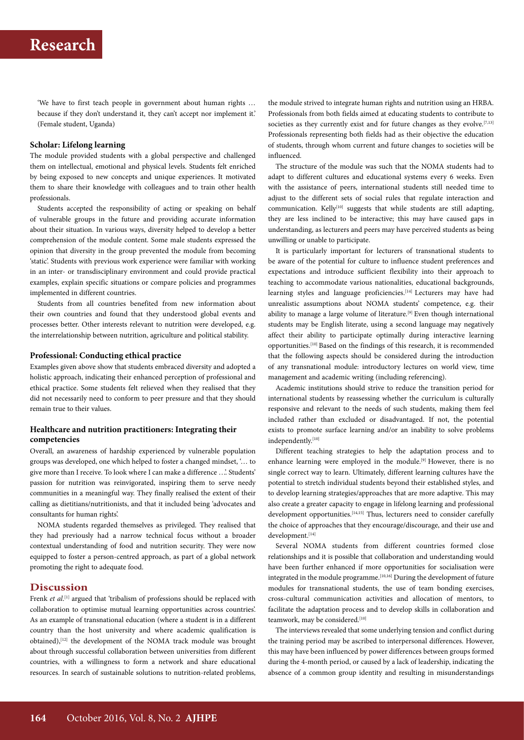'We have to first teach people in government about human rights … because if they don't understand it, they can't accept nor implement it.' (Female student, Uganda)

### Scholar: Lifelong learning

The module provided students with a global perspective and challenged them on intellectual, emotional and physical levels. Students felt enriched by being exposed to new concepts and unique experiences. It motivated them to share their knowledge with colleagues and to train other health professionals.

Students accepted the responsibility of acting or speaking on behalf of vulnerable groups in the future and providing accurate information about their situation. In various ways, diversity helped to develop a better comprehension of the module content. Some male students expressed the opinion that diversity in the group prevented the module from becoming 'static'. Students with previous work experience were familiar with working in an inter- or transdisciplinary environment and could provide practical examples, explain specific situations or compare policies and programmes implemented in different countries.

Students from all countries benefited from new information about their own countries and found that they understood global events and processes better. Other interests relevant to nutrition were developed, e.g. the interrelationship between nutrition, agriculture and political stability.

### Professional: Conducting ethical practice

Examples given above show that students embraced diversity and adopted a holistic approach, indicating their enhanced perception of professional and ethical practice. Some students felt relieved when they realised that they did not necessarily need to conform to peer pressure and that they should remain true to their values.

### Healthcare and nutrition practitioners: Integrating their competencies

Overall, an awareness of hardship experienced by vulnerable population groups was developed, one which helped to foster a changed mindset, '… to give more than I receive. To look where I can make a difference …'. Students' passion for nutrition was reinvigorated, inspiring them to serve needy communities in a meaningful way. They finally realised the extent of their calling as dietitians/nutritionists, and that it included being 'advocates and consultants for human rights'.

NOMA students regarded themselves as privileged. They realised that they had previously had a narrow technical focus without a broader contextual understanding of food and nutrition security. They were now equipped to foster a person-centred approach, as part of a global network promoting the right to adequate food.

## Discussion

Frenk *et al.*[1] argued that 'tribalism of professions should be replaced with collaboration to optimise mutual learning opportunities across countries'. As an example of transnational education (where a student is in a different country than the host university and where academic qualification is obtained),[12] the development of the NOMA track module was brought about through successful collaboration between universities from different countries, with a willingness to form a network and share educational resources. In search of sustainable solutions to nutrition-related problems, the module strived to integrate human rights and nutrition using an HRBA. Professionals from both fields aimed at educating students to contribute to societies as they currently exist and for future changes as they evolve.[7,13] Professionals representing both fields had as their objective the education of students, through whom current and future changes to societies will be influenced.

The structure of the module was such that the NOMA students had to adapt to different cultures and educational systems every 6 weeks. Even with the assistance of peers, international students still needed time to adjust to the different sets of social rules that regulate interaction and communication. Kelly[10] suggests that while students are still adapting, they are less inclined to be interactive; this may have caused gaps in understanding, as lecturers and peers may have perceived students as being unwilling or unable to participate.

It is particularly important for lecturers of transnational students to be aware of the potential for culture to influence student preferences and expectations and introduce sufficient flexibility into their approach to teaching to accommodate various nationalities, educational backgrounds, learning styles and language proficiencies.[14] Lecturers may have had unrealistic assumptions about NOMA students' competence, e.g. their ability to manage a large volume of literature.[9] Even though international students may be English literate, using a second language may negatively affect their ability to participate optimally during interactive learning opportunities.[10] Based on the findings of this research, it is recommended that the following aspects should be considered during the introduction of any transnational module: introductory lectures on world view, time management and academic writing (including referencing).

Academic institutions should strive to reduce the transition period for international students by reassessing whether the curriculum is culturally responsive and relevant to the needs of such students, making them feel included rather than excluded or disadvantaged. If not, the potential exists to promote surface learning and/or an inability to solve problems independently.[10]

Different teaching strategies to help the adaptation process and to enhance learning were employed in the module.[9] However, there is no single correct way to learn. Ultimately, different learning cultures have the potential to stretch individual students beyond their established styles, and to develop learning strategies/approaches that are more adaptive. This may also create a greater capacity to engage in lifelong learning and professional development opportunities.[14,15] Thus, lecturers need to consider carefully the choice of approaches that they encourage/discourage, and their use and development.[14]

Several NOMA students from different countries formed close relationships and it is possible that collaboration and understanding would have been further enhanced if more opportunities for socialisation were integrated in the module programme.[10,16] During the development of future modules for transnational students, the use of team bonding exercises, cross-cultural communication activities and allocation of mentors, to facilitate the adaptation process and to develop skills in collaboration and teamwork, may be considered.[10]

The interviews revealed that some underlying tension and conflict during the training period may be ascribed to interpersonal differences. However, this may have been influenced by power differences between groups formed during the 4-month period, or caused by a lack of leadership, indicating the absence of a common group identity and resulting in misunderstandings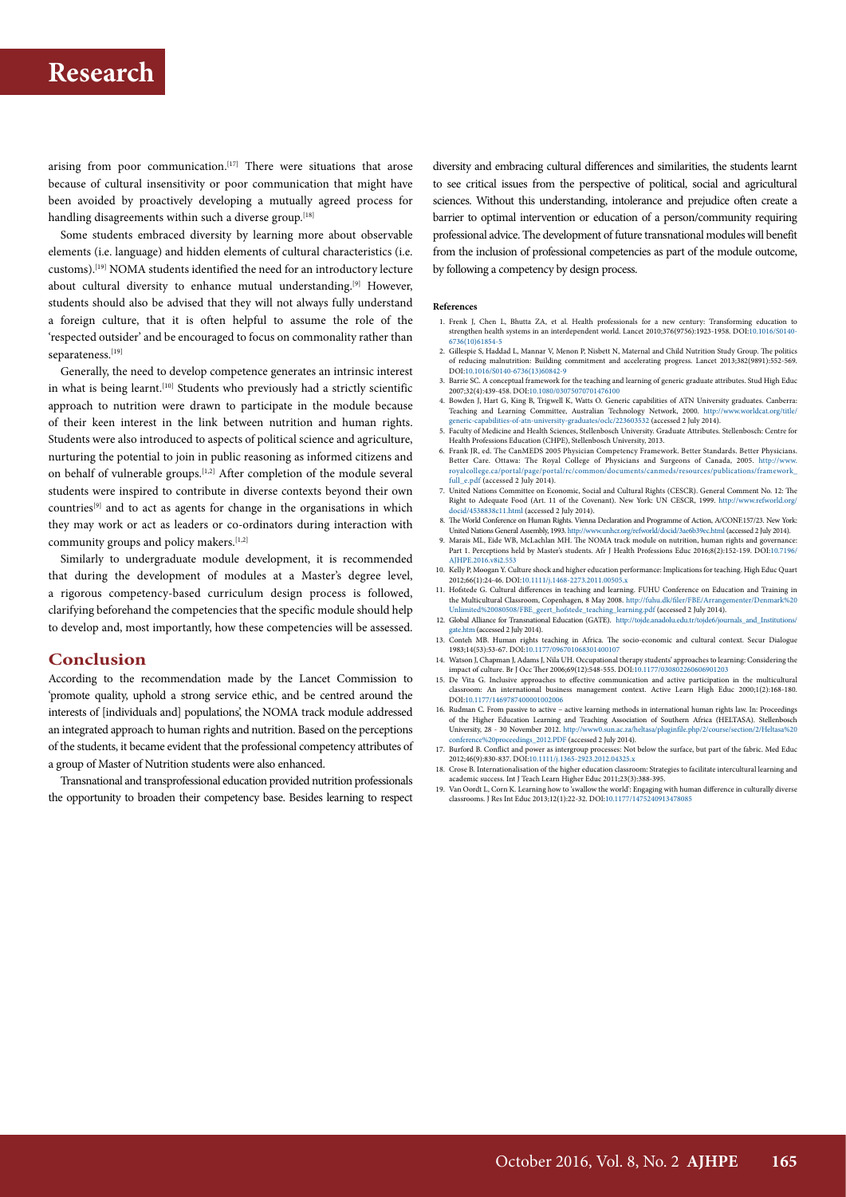arising from poor communication.[17] There were situations that arose because of cultural insensitivity or poor communication that might have been avoided by proactively developing a mutually agreed process for handling disagreements within such a diverse group.[18]

Some students embraced diversity by learning more about observable elements (i.e. language) and hidden elements of cultural characteristics (i.e. customs).[19] NOMA students identified the need for an introductory lecture about cultural diversity to enhance mutual understanding.[9] However, students should also be advised that they will not always fully understand a foreign culture, that it is often helpful to assume the role of the 'respected outsider' and be encouraged to focus on commonality rather than separateness.[19]

Generally, the need to develop competence generates an intrinsic interest in what is being learnt.[10] Students who previously had a strictly scientific approach to nutrition were drawn to participate in the module because of their keen interest in the link between nutrition and human rights. Students were also introduced to aspects of political science and agriculture, nurturing the potential to join in public reasoning as informed citizens and on behalf of vulnerable groups.[1,2] After completion of the module several students were inspired to contribute in diverse contexts beyond their own countries[9] and to act as agents for change in the organisations in which they may work or act as leaders or co-ordinators during interaction with community groups and policy makers.[1,2]

Similarly to undergraduate module development, it is recommended that during the development of modules at a Master's degree level, a rigorous competency-based curriculum design process is followed, clarifying beforehand the competencies that the specific module should help to develop and, most importantly, how these competencies will be assessed.

## Conclusion

According to the recommendation made by the Lancet Commission to 'promote quality, uphold a strong service ethic, and be centred around the interests of [individuals and] populations', the NOMA track module addressed an integrated approach to human rights and nutrition. Based on the perceptions of the students, it became evident that the professional competency attributes of a group of Master of Nutrition students were also enhanced.

Transnational and transprofessional education provided nutrition professionals the opportunity to broaden their competency base. Besides learning to respect diversity and embracing cultural differences and similarities, the students learnt to see critical issues from the perspective of political, social and agricultural sciences. Without this understanding, intolerance and prejudice often create a barrier to optimal intervention or education of a person/community requiring professional advice. The development of future transnational modules will benefit from the inclusion of professional competencies as part of the module outcome, by following a competency by design process.

### References

1. Frenk J, Chen L, Bhutta ZA, et al. Health professionals for a new century: Transforming education to strengthen health systems in an interdependent world. Lancet 2010;376(9756):1923-1958. DOI:10.1016/S0140-6736(10)61854-5
2. Gillespie S, Haddad L, Mannar V, Menon P, Nisbett N, Maternal and Child Nutrition Study Group. The politics of reducing malnutrition: Building commitment and accelerating progress. Lancet 2013;382(9891):552-569. DOI:10.1016/S0140-6736(13)60842-9
3. Barrie SC. A conceptual framework for the teaching and learning of generic graduate attributes. Stud High Educ 2007;32(4):439-458. DOI:10.1080/03075070701476100
4. Bowden J, Hart G, King B, Trigwell K, Watts O. Generic capabilities of ATN University graduates. Canberra: Teaching and Learning Committee, Australian Technology Network, 2000. http://www.worldcat.org/title/generic-capabilities-of-atn-university-graduates/oclc/223603532 (accessed 2 July 2014).
5. Faculty of Medicine and Health Sciences, Stellenbosch University. Graduate Attributes. Stellenbosch: Centre for Health Professions Education (CHPE), Stellenbosch University, 2013.
6. Frank JR, ed. The CanMEDS 2005 Physician Competency Framework. Better Standards. Better Physicians. Better Care. Ottawa: The Royal College of Physicians and Surgeons of Canada, 2005. http://www.royalcollege.ca/portal/page/portal/rc/common/documents/canmeds/resources/publications/framework_full_e.pdf (accessed 2 July 2014).
7. United Nations Committee on Economic, Social and Cultural Rights (CESCR). General Comment No. 12: The Right to Adequate Food (Art. 11 of the Covenant). New York: UN CESCR, 1999. http://www.refworld.org/docid/4538838c11.html (accessed 2 July 2014).
8. The World Conference on Human Rights. Vienna Declaration and Programme of Action, A/CONF.157/23. New York: United Nations General Assembly, 1993. http://www.unhcr.org/refworld/docid/3ae6b39ec.html (accessed 2 July 2014).
9. Marais ML, Eide WB, McLachlan MH. The NOMA track module on nutrition, human rights and governance: Part 1. Perceptions held by Master's students. Afr J Health Professions Educ 2016;8(2):152-159. DOI:10.7196/AJHPE.2016.v8i2.553
10. Kelly P, Moogan Y. Culture shock and higher education performance: Implications for teaching. High Educ Quart 2012;66(1):24-46. DOI:10.1111/j.1468-2273.2011.00505.x
11. Hofstede G. Cultural differences in teaching and learning. FUHU Conference on Education and Training in the Multicultural Classroom, Copenhagen, 8 May 2008. http://fuhu.dk/filer/FBE/Arrangementer/Denmark%20Unlimited%20080508/FBE_geert_hofstede_teaching_learning.pdf (accessed 2 July 2014).
12. Global Alliance for Transnational Education (GATE). http://tojde.anadolu.edu.tr/tojde6/journals_and_Institutions/gate.htm (accessed 2 July 2014).
13. Conteh MB. Human rights teaching in Africa. The socio-economic and cultural context. Secur Dialogue 1983;14(53):53-67. DOI:10.1177/096701068301400107
14. Watson J, Chapman J, Adams J, Nila UH. Occupational therapy students' approaches to learning: Considering the impact of culture. Br J Occ Ther 2006;69(12):548-555. DOI:10.1177/030802260606901203
15. De Vita G. Inclusive approaches to effective communication and active participation in the multicultural classroom: An international business management context. Active Learn High Educ 2000;1(2):168-180. DOI:10.1177/1469787400001002006
16. Rudman C. From passive to active – active learning methods in international human rights law. In: Proceedings of the Higher Education Learning and Teaching Association of Southern Africa (HELTASA). Stellenbosch University, 28 - 30 November 2012. http://www0.sun.ac.za/heltasa/pluginfile.php/2/course/section/2/Heltasa%20conference%20proceedings_2012.PDF (accessed 2 July 2014).
17. Burford B. Conflict and power as intergroup processes: Not below the surface, but part of the fabric. Med Educ 2012;46(9):830-837. DOI:10.1111/j.1365-2923.2012.04325.x
18. Crose B. Internationalisation of the higher education classroom: Strategies to facilitate intercultural learning and academic success. Int J Teach Learn Higher Educ 2011;23(3):388-395.
19. Van Oordt L, Corn K. Learning how to 'swallow the world': Engaging with human difference in culturally diverse classrooms. J Res Int Educ 2013;12(1):22-32. DOI:10.1177/1475240913478085